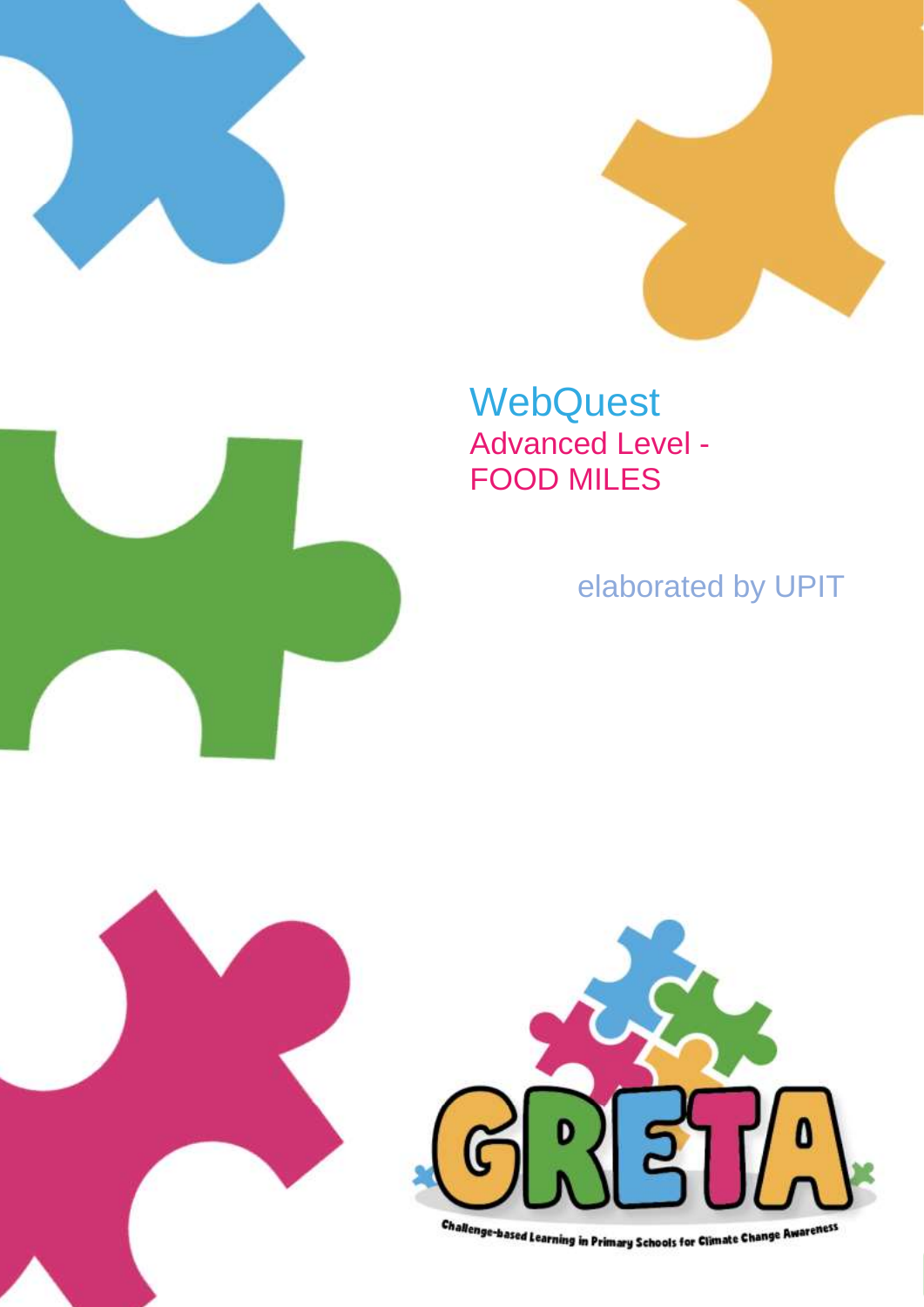# WebQuest

## Advanced Level - FOOD MILES

elaborated by UPIT

GRETA

Challenge-based Learning in Primary Schools for Climate Change Awareness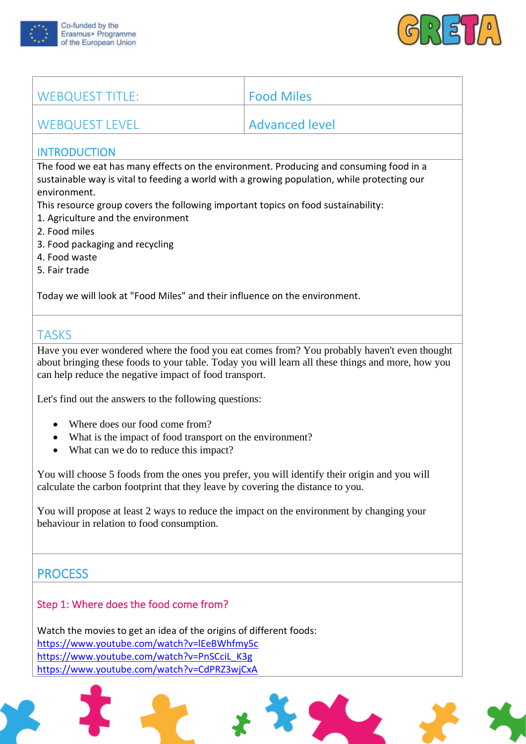| WEBQUEST TITLE: | Food Miles |
|---|---|
| WEBQUEST LEVEL | Advanced level |

## INTRODUCTION

The food we eat has many effects on the environment. Producing and consuming food in a sustainable way is vital to feeding a world with a growing population, while protecting our environment.

This resource group covers the following important topics on food sustainability:

1. Agriculture and the environment
2. Food miles
3. Food packaging and recycling
4. Food waste
5. Fair trade

Today we will look at "Food Miles" and their influence on the environment.

## TASKS

Have you ever wondered where the food you eat comes from? You probably haven't even thought about bringing these foods to your table. Today you will learn all these things and more, how you can help reduce the negative impact of food transport.

Let's find out the answers to the following questions:

- Where does our food come from?
- What is the impact of food transport on the environment?
- What can we do to reduce this impact?

You will choose 5 foods from the ones you prefer, you will identify their origin and you will calculate the carbon footprint that they leave by covering the distance to you.

You will propose at least 2 ways to reduce the impact on the environment by changing your behaviour in relation to food consumption.

## PROCESS

### Step 1: Where does the food come from?

Watch the movies to get an idea of the origins of different foods:

https://www.youtube.com/watch?v=lEeBWhfmy5c
https://www.youtube.com/watch?v=PnSCciL_K3g
https://www.youtube.com/watch?v=CdPRZ3wjCxA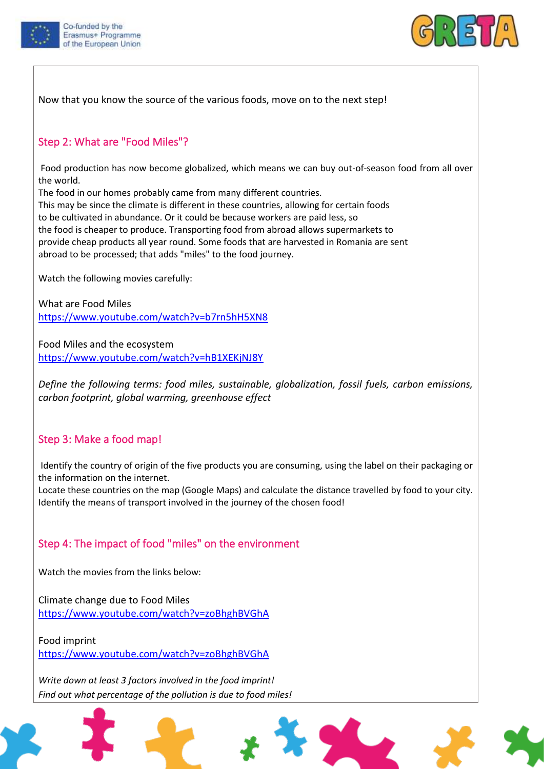Now that you know the source of the various foods, move on to the next step!

## Step 2: What are "Food Miles"?

Food production has now become globalized, which means we can buy out-of-season food from all over the world.
The food in our homes probably came from many different countries.
This may be since the climate is different in these countries, allowing for certain foods to be cultivated in abundance. Or it could be because workers are paid less, so the food is cheaper to produce. Transporting food from abroad allows supermarkets to provide cheap products all year round. Some foods that are harvested in Romania are sent abroad to be processed; that adds "miles" to the food journey.

Watch the following movies carefully:

What are Food Miles
https://www.youtube.com/watch?v=b7rn5hH5XN8

Food Miles and the ecosystem
https://www.youtube.com/watch?v=hB1XEKjNJ8Y

*Define the following terms: food miles, sustainable, globalization, fossil fuels, carbon emissions, carbon footprint, global warming, greenhouse effect*

## Step 3: Make a food map!

Identify the country of origin of the five products you are consuming, using the label on their packaging or the information on the internet.
Locate these countries on the map (Google Maps) and calculate the distance travelled by food to your city.
Identify the means of transport involved in the journey of the chosen food!

## Step 4: The impact of food "miles" on the environment

Watch the movies from the links below:

Climate change due to Food Miles
https://www.youtube.com/watch?v=zoBhghBVGhA

Food imprint
https://www.youtube.com/watch?v=zoBhghBVGhA

*Write down at least 3 factors involved in the food imprint!*
*Find out what percentage of the pollution is due to food miles!*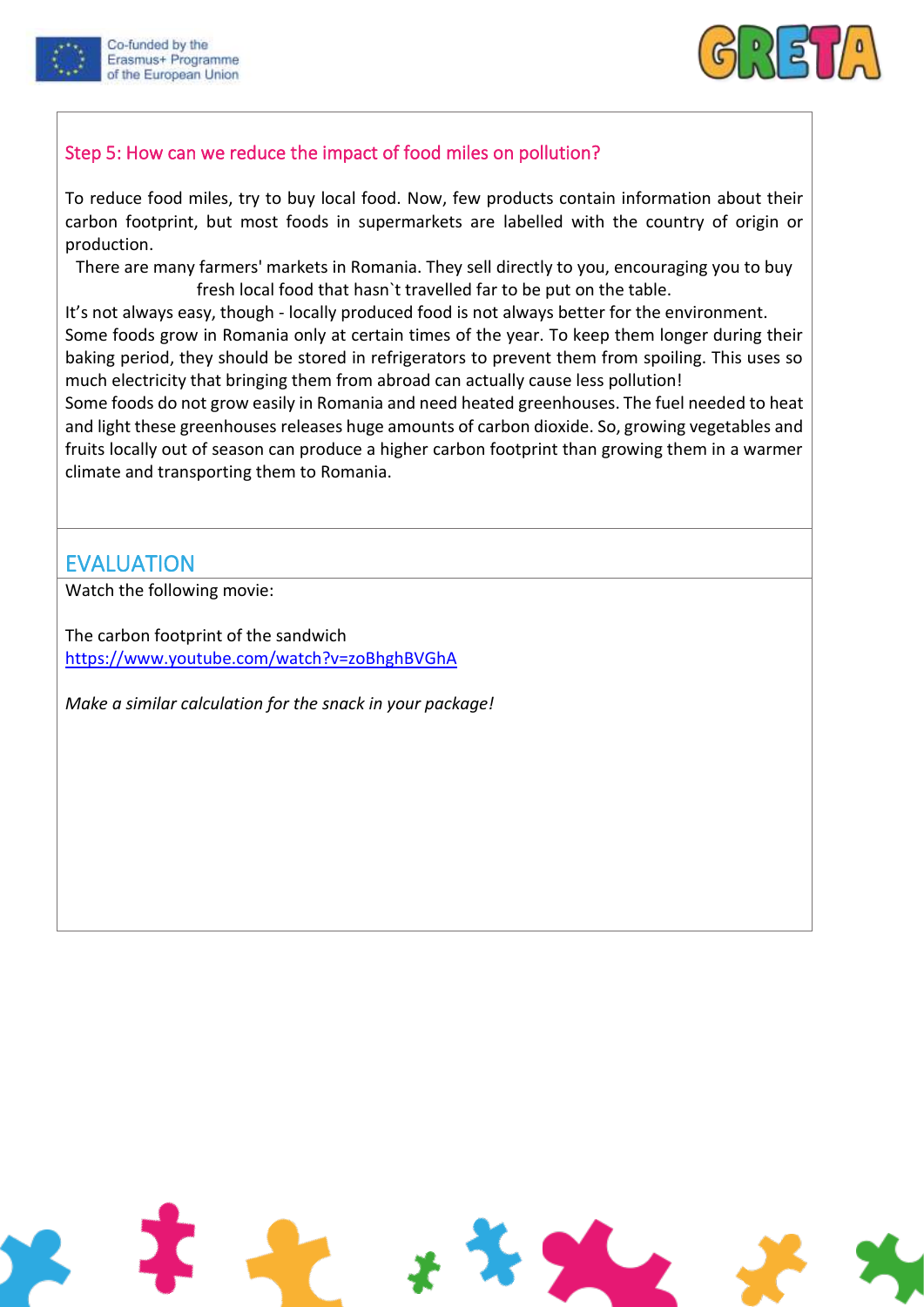### Step 5: How can we reduce the impact of food miles on pollution?

To reduce food miles, try to buy local food. Now, few products contain information about their carbon footprint, but most foods in supermarkets are labelled with the country of origin or production.

There are many farmers' markets in Romania. They sell directly to you, encouraging you to buy fresh local food that hasn`t travelled far to be put on the table.

It's not always easy, though - locally produced food is not always better for the environment. Some foods grow in Romania only at certain times of the year. To keep them longer during their baking period, they should be stored in refrigerators to prevent them from spoiling. This uses so much electricity that bringing them from abroad can actually cause less pollution!

Some foods do not grow easily in Romania and need heated greenhouses. The fuel needed to heat and light these greenhouses releases huge amounts of carbon dioxide. So, growing vegetables and fruits locally out of season can produce a higher carbon footprint than growing them in a warmer climate and transporting them to Romania.

## EVALUATION

Watch the following movie:

The carbon footprint of the sandwich
https://www.youtube.com/watch?v=zoBhghBVGhA

*Make a similar calculation for the snack in your package!*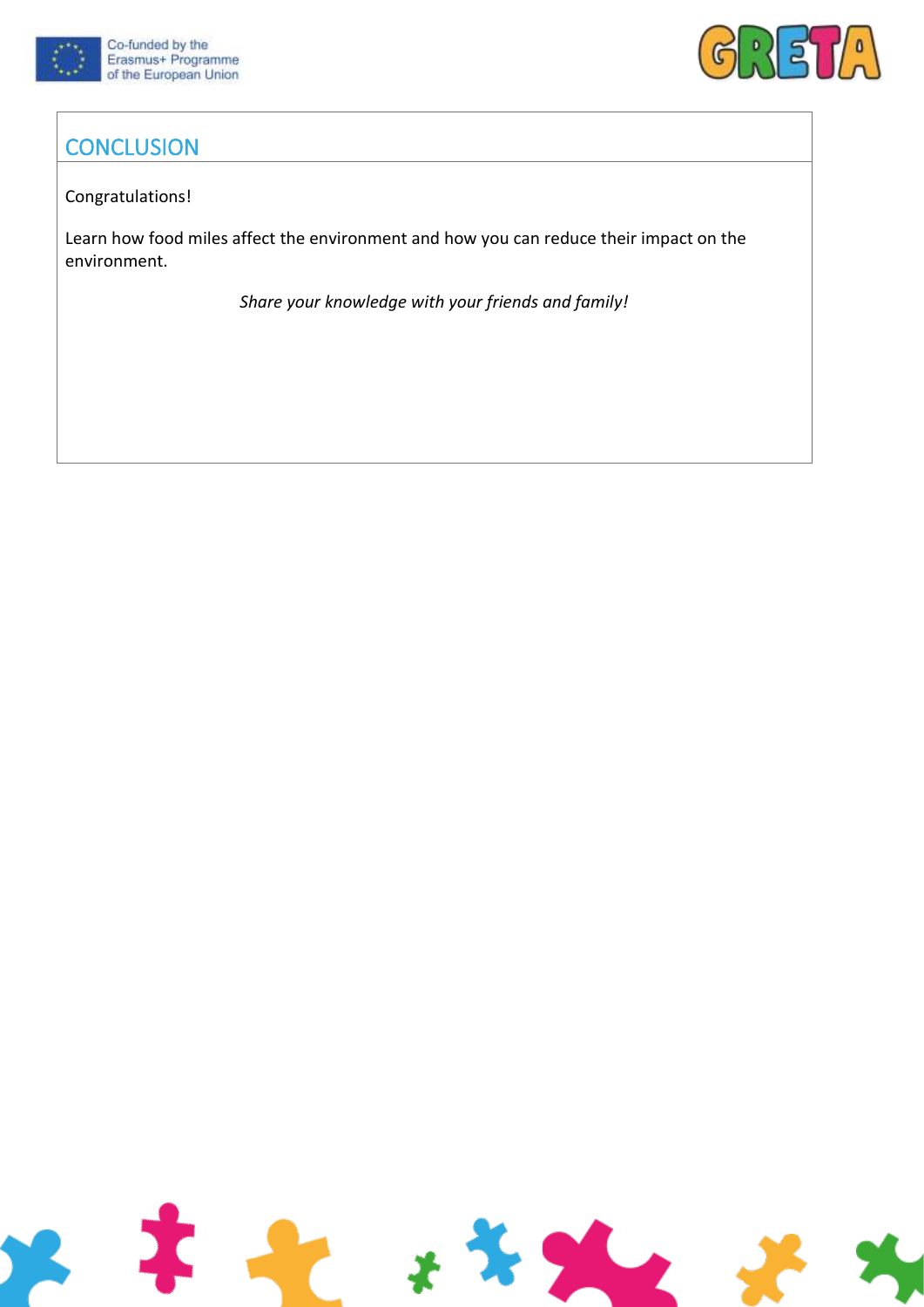## CONCLUSION

Congratulations!

Learn how food miles affect the environment and how you can reduce their impact on the environment.

*Share your knowledge with your friends and family!*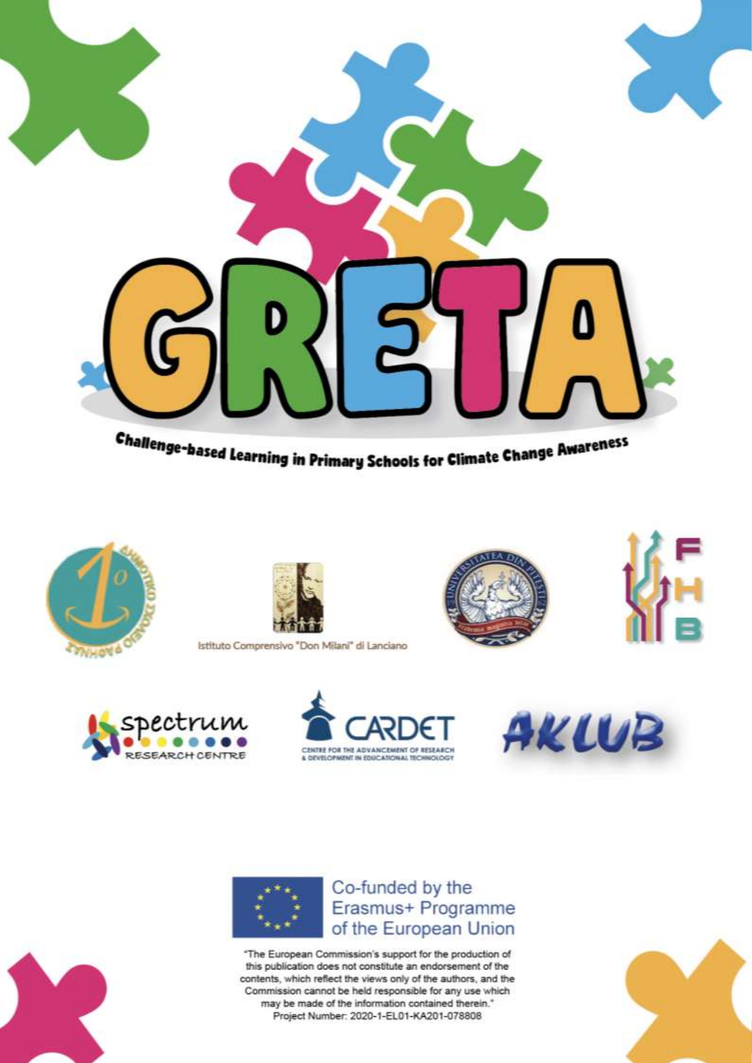# GRETA

Challenge-based Learning in Primary Schools for Climate Change Awareness

Istituto Comprensivo "Don Milani" di Lanciano

spectrum RESEARCH CENTRE

CARDET

CENTRE FOR THE ADVANCEMENT OF RESEARCH & DEVELOPMENT IN EDUCATIONAL TECHNOLOGY

AKLUB

Co-funded by the Erasmus+ Programme of the European Union

"The European Commission's support for the production of this publication does not constitute an endorsement of the contents, which reflect the views only of the authors, and the Commission cannot be held responsible for any use which may be made of the information contained therein."
Project Number: 2020-1-EL01-KA201-078808